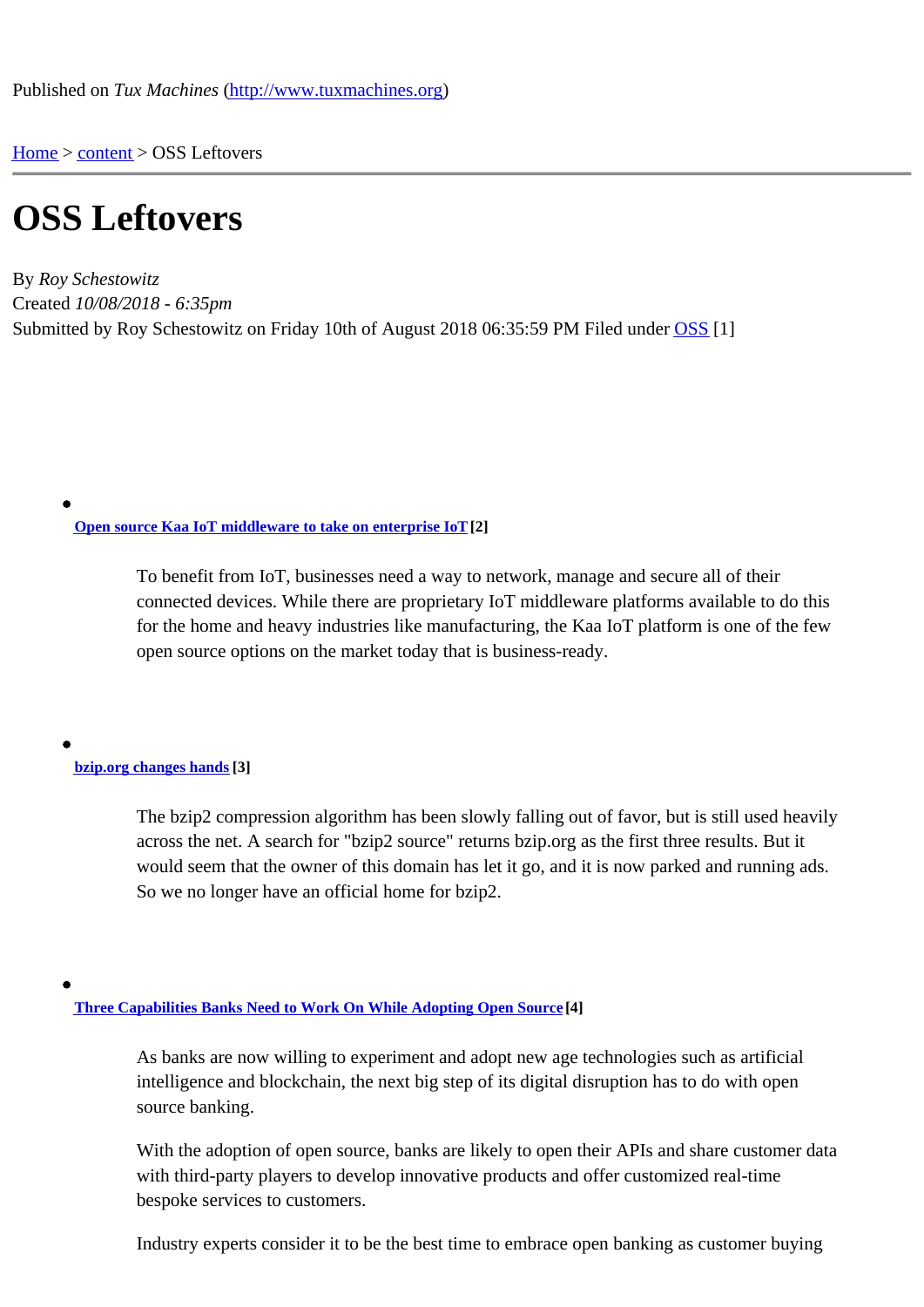Published on *Tux Machines* (http://www.tuxmachines.org)

Home > content > OSS Leftovers

# OSS Leftovers

By *Roy Schestowitz*
Created *10/08/2018 - 6:35pm*
Submitted by Roy Schestowitz on Friday 10th of August 2018 06:35:59 PM Filed under OSS [1]

- **Open source Kaa IoT middleware to take on enterprise IoT [2]**

  > To benefit from IoT, businesses need a way to network, manage and secure all of their connected devices. While there are proprietary IoT middleware platforms available to do this for the home and heavy industries like manufacturing, the Kaa IoT platform is one of the few open source options on the market today that is business-ready.

- **bzip.org changes hands [3]**

  > The bzip2 compression algorithm has been slowly falling out of favor, but is still used heavily across the net. A search for "bzip2 source" returns bzip.org as the first three results. But it would seem that the owner of this domain has let it go, and it is now parked and running ads. So we no longer have an official home for bzip2.

- **Three Capabilities Banks Need to Work On While Adopting Open Source [4]**

  > As banks are now willing to experiment and adopt new age technologies such as artificial intelligence and blockchain, the next big step of its digital disruption has to do with open source banking.
  >
  > With the adoption of open source, banks are likely to open their APIs and share customer data with third-party players to develop innovative products and offer customized real-time bespoke services to customers.
  >
  > Industry experts consider it to be the best time to embrace open banking as customer buying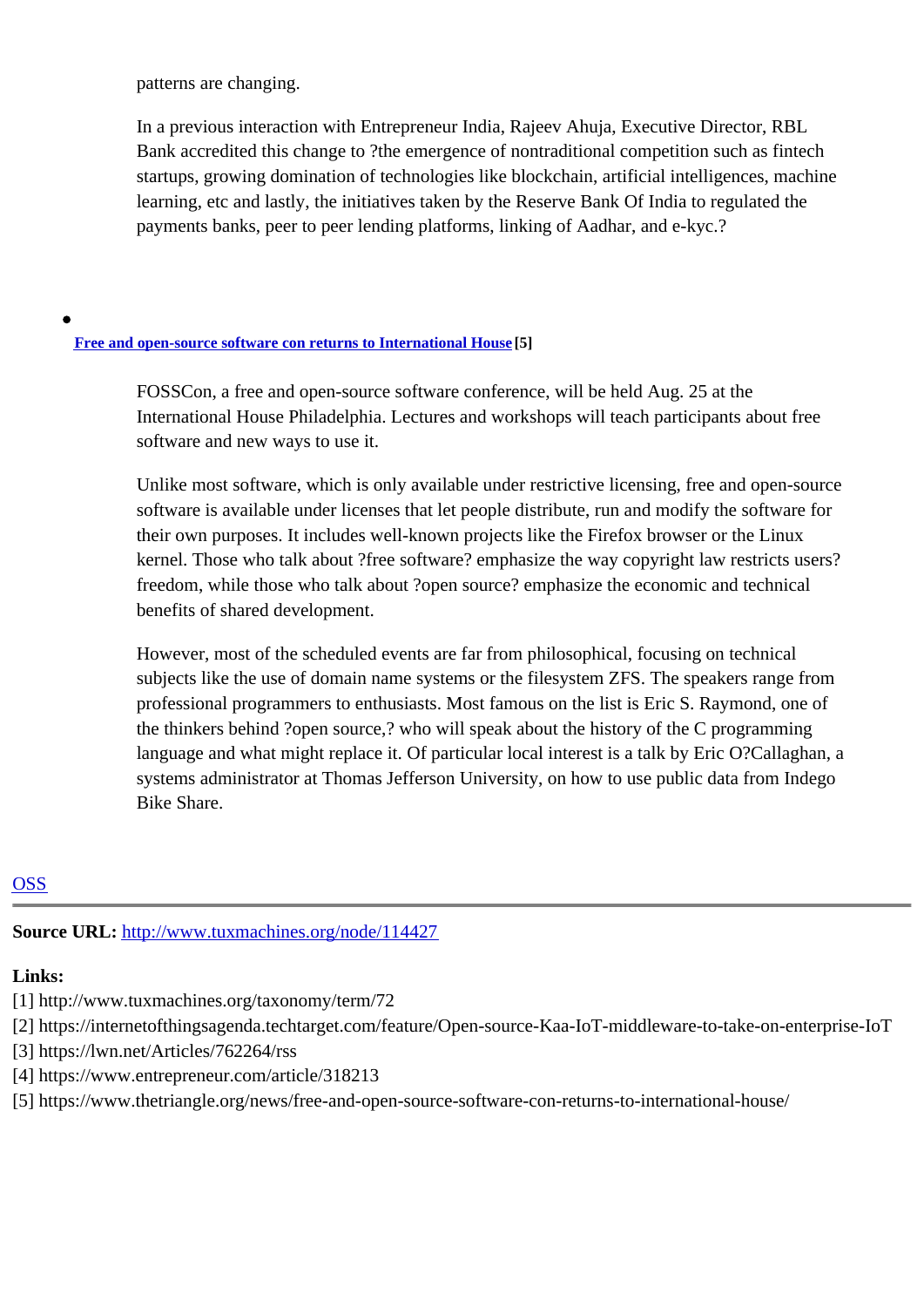patterns are changing.

In a previous interaction with Entrepreneur India, Rajeev Ahuja, Executive Director, RBL Bank accredited this change to ?the emergence of nontraditional competition such as fintech startups, growing domination of technologies like blockchain, artificial intelligences, machine learning, etc and lastly, the initiatives taken by the Reserve Bank Of India to regulated the payments banks, peer to peer lending platforms, linking of Aadhar, and e-kyc.?

- **[Free and open-source software con returns to International House](https://www.thetriangle.org/news/free-and-open-source-software-con-returns-to-international-house/) [5]**

  FOSSCon, a free and open-source software conference, will be held Aug. 25 at the International House Philadelphia. Lectures and workshops will teach participants about free software and new ways to use it.

  Unlike most software, which is only available under restrictive licensing, free and open-source software is available under licenses that let people distribute, run and modify the software for their own purposes. It includes well-known projects like the Firefox browser or the Linux kernel. Those who talk about ?free software? emphasize the way copyright law restricts users? freedom, while those who talk about ?open source? emphasize the economic and technical benefits of shared development.

  However, most of the scheduled events are far from philosophical, focusing on technical subjects like the use of domain name systems or the filesystem ZFS. The speakers range from professional programmers to enthusiasts. Most famous on the list is Eric S. Raymond, one of the thinkers behind ?open source,? who will speak about the history of the C programming language and what might replace it. Of particular local interest is a talk by Eric O?Callaghan, a systems administrator at Thomas Jefferson University, on how to use public data from Indego Bike Share.

[OSS](http://www.tuxmachines.org/taxonomy/term/72)

---

**Source URL:** http://www.tuxmachines.org/node/114427

**Links:**
[1] http://www.tuxmachines.org/taxonomy/term/72
[2] https://internetofthingsagenda.techtarget.com/feature/Open-source-Kaa-IoT-middleware-to-take-on-enterprise-IoT
[3] https://lwn.net/Articles/762264/rss
[4] https://www.entrepreneur.com/article/318213
[5] https://www.thetriangle.org/news/free-and-open-source-software-con-returns-to-international-house/